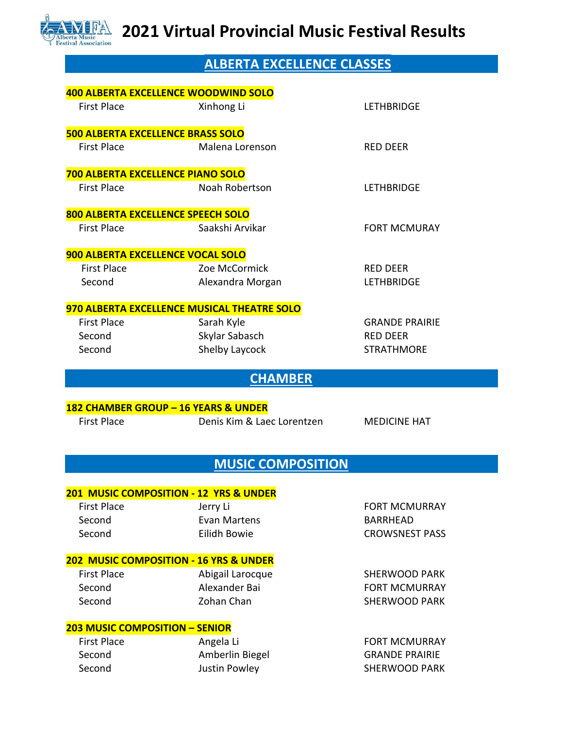# 2021 Virtual Provincial Music Festival Results

## ALBERTA EXCELLENCE CLASSES

### 400 ALBERTA EXCELLENCE WOODWIND SOLO

| | | |
|---|---|---|
| First Place | Xinhong Li | LETHBRIDGE |

### 500 ALBERTA EXCELLENCE BRASS SOLO

| | | |
|---|---|---|
| First Place | Malena Lorenson | RED DEER |

### 700 ALBERTA EXCELLENCE PIANO SOLO

| | | |
|---|---|---|
| First Place | Noah Robertson | LETHBRIDGE |

### 800 ALBERTA EXCELLENCE SPEECH SOLO

| | | |
|---|---|---|
| First Place | Saakshi Arvikar | FORT MCMURAY |

### 900 ALBERTA EXCELLENCE VOCAL SOLO

| | | |
|---|---|---|
| First Place | Zoe McCormick | RED DEER |
| Second | Alexandra Morgan | LETHBRIDGE |

### 970 ALBERTA EXCELLENCE MUSICAL THEATRE SOLO

| | | |
|---|---|---|
| First Place | Sarah Kyle | GRANDE PRAIRIE |
| Second | Skylar Sabasch | RED DEER |
| Second | Shelby Laycock | STRATHMORE |

## CHAMBER

### 182 CHAMBER GROUP – 16 YEARS & UNDER

| | | |
|---|---|---|
| First Place | Denis Kim & Laec Lorentzen | MEDICINE HAT |

## MUSIC COMPOSITION

### 201 MUSIC COMPOSITION - 12 YRS & UNDER

| | | |
|---|---|---|
| First Place | Jerry Li | FORT MCMURRAY |
| Second | Evan Martens | BARRHEAD |
| Second | Eilidh Bowie | CROWSNEST PASS |

### 202 MUSIC COMPOSITION - 16 YRS & UNDER

| | | |
|---|---|---|
| First Place | Abigail Larocque | SHERWOOD PARK |
| Second | Alexander Bai | FORT MCMURRAY |
| Second | Zohan Chan | SHERWOOD PARK |

### 203 MUSIC COMPOSITION – SENIOR

| | | |
|---|---|---|
| First Place | Angela Li | FORT MCMURRAY |
| Second | Amberlin Biegel | GRANDE PRAIRIE |
| Second | Justin Powley | SHERWOOD PARK |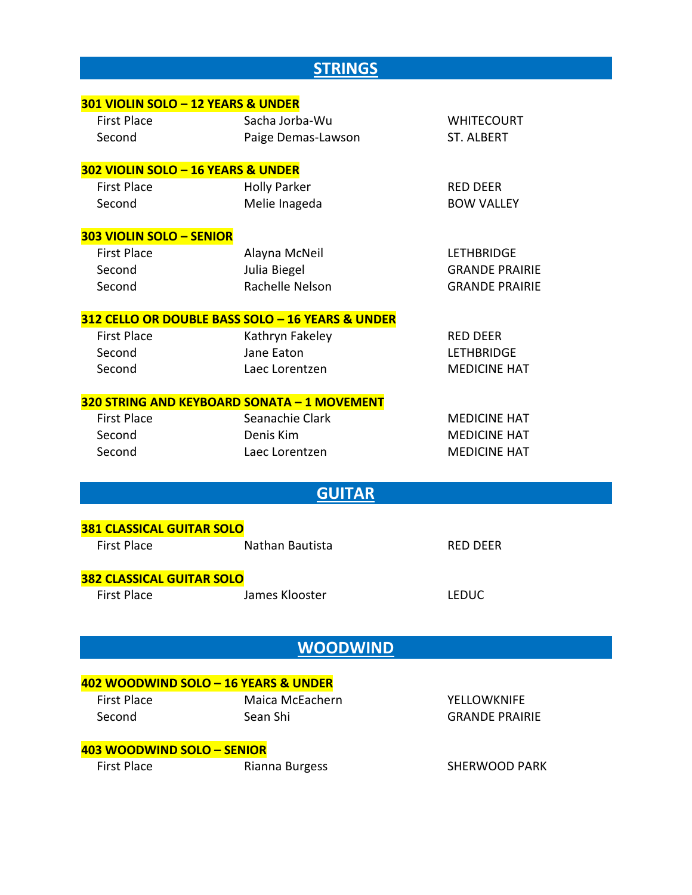## STRINGS

**301 VIOLIN SOLO – 12 YEARS & UNDER**

| | | |
|---|---|---|
| First Place | Sacha Jorba-Wu | WHITECOURT |
| Second | Paige Demas-Lawson | ST. ALBERT |

**302 VIOLIN SOLO – 16 YEARS & UNDER**

| | | |
|---|---|---|
| First Place | Holly Parker | RED DEER |
| Second | Melie Inageda | BOW VALLEY |

**303 VIOLIN SOLO – SENIOR**

| | | |
|---|---|---|
| First Place | Alayna McNeil | LETHBRIDGE |
| Second | Julia Biegel | GRANDE PRAIRIE |
| Second | Rachelle Nelson | GRANDE PRAIRIE |

**312 CELLO OR DOUBLE BASS SOLO – 16 YEARS & UNDER**

| | | |
|---|---|---|
| First Place | Kathryn Fakeley | RED DEER |
| Second | Jane Eaton | LETHBRIDGE |
| Second | Laec Lorentzen | MEDICINE HAT |

**320 STRING AND KEYBOARD SONATA – 1 MOVEMENT**

| | | |
|---|---|---|
| First Place | Seanachie Clark | MEDICINE HAT |
| Second | Denis Kim | MEDICINE HAT |
| Second | Laec Lorentzen | MEDICINE HAT |

## GUITAR

**381 CLASSICAL GUITAR SOLO**

| | | |
|---|---|---|
| First Place | Nathan Bautista | RED DEER |

**382 CLASSICAL GUITAR SOLO**

| | | |
|---|---|---|
| First Place | James Klooster | LEDUC |

## WOODWIND

**402 WOODWIND SOLO – 16 YEARS & UNDER**

| | | |
|---|---|---|
| First Place | Maica McEachern | YELLOWKNIFE |
| Second | Sean Shi | GRANDE PRAIRIE |

**403 WOODWIND SOLO – SENIOR**

| | | |
|---|---|---|
| First Place | Rianna Burgess | SHERWOOD PARK |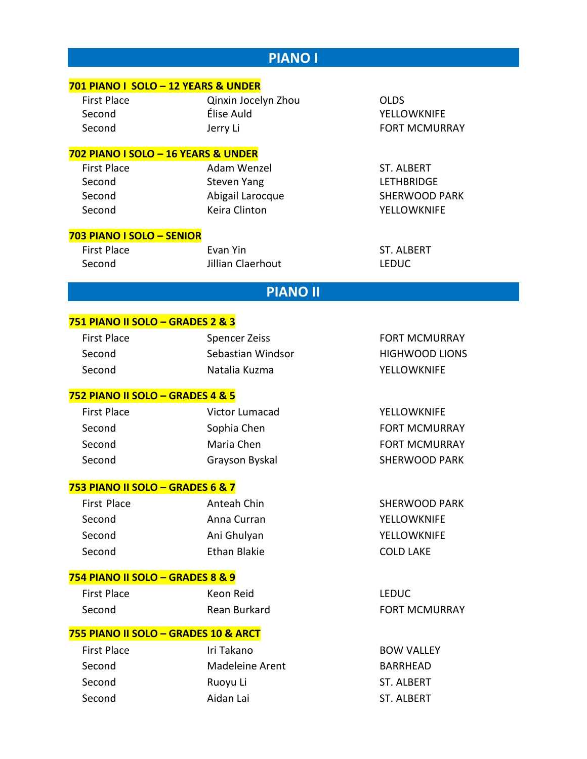## PIANO I

### 701 PIANO I SOLO – 12 YEARS & UNDER

| | | |
|---|---|---|
| First Place | Qinxin Jocelyn Zhou | OLDS |
| Second | Élise Auld | YELLOWKNIFE |
| Second | Jerry Li | FORT MCMURRAY |

### 702 PIANO I SOLO – 16 YEARS & UNDER

| | | |
|---|---|---|
| First Place | Adam Wenzel | ST. ALBERT |
| Second | Steven Yang | LETHBRIDGE |
| Second | Abigail Larocque | SHERWOOD PARK |
| Second | Keira Clinton | YELLOWKNIFE |

### 703 PIANO I SOLO – SENIOR

| | | |
|---|---|---|
| First Place | Evan Yin | ST. ALBERT |
| Second | Jillian Claerhout | LEDUC |

## PIANO II

### 751 PIANO II SOLO – GRADES 2 & 3

| | | |
|---|---|---|
| First Place | Spencer Zeiss | FORT MCMURRAY |
| Second | Sebastian Windsor | HIGHWOOD LIONS |
| Second | Natalia Kuzma | YELLOWKNIFE |

### 752 PIANO II SOLO – GRADES 4 & 5

| | | |
|---|---|---|
| First Place | Victor Lumacad | YELLOWKNIFE |
| Second | Sophia Chen | FORT MCMURRAY |
| Second | Maria Chen | FORT MCMURRAY |
| Second | Grayson Byskal | SHERWOOD PARK |

### 753 PIANO II SOLO – GRADES 6 & 7

| | | |
|---|---|---|
| First Place | Anteah Chin | SHERWOOD PARK |
| Second | Anna Curran | YELLOWKNIFE |
| Second | Ani Ghulyan | YELLOWKNIFE |
| Second | Ethan Blakie | COLD LAKE |

### 754 PIANO II SOLO – GRADES 8 & 9

| | | |
|---|---|---|
| First Place | Keon Reid | LEDUC |
| Second | Rean Burkard | FORT MCMURRAY |

### 755 PIANO II SOLO – GRADES 10 & ARCT

| | | |
|---|---|---|
| First Place | Iri Takano | BOW VALLEY |
| Second | Madeleine Arent | BARRHEAD |
| Second | Ruoyu Li | ST. ALBERT |
| Second | Aidan Lai | ST. ALBERT |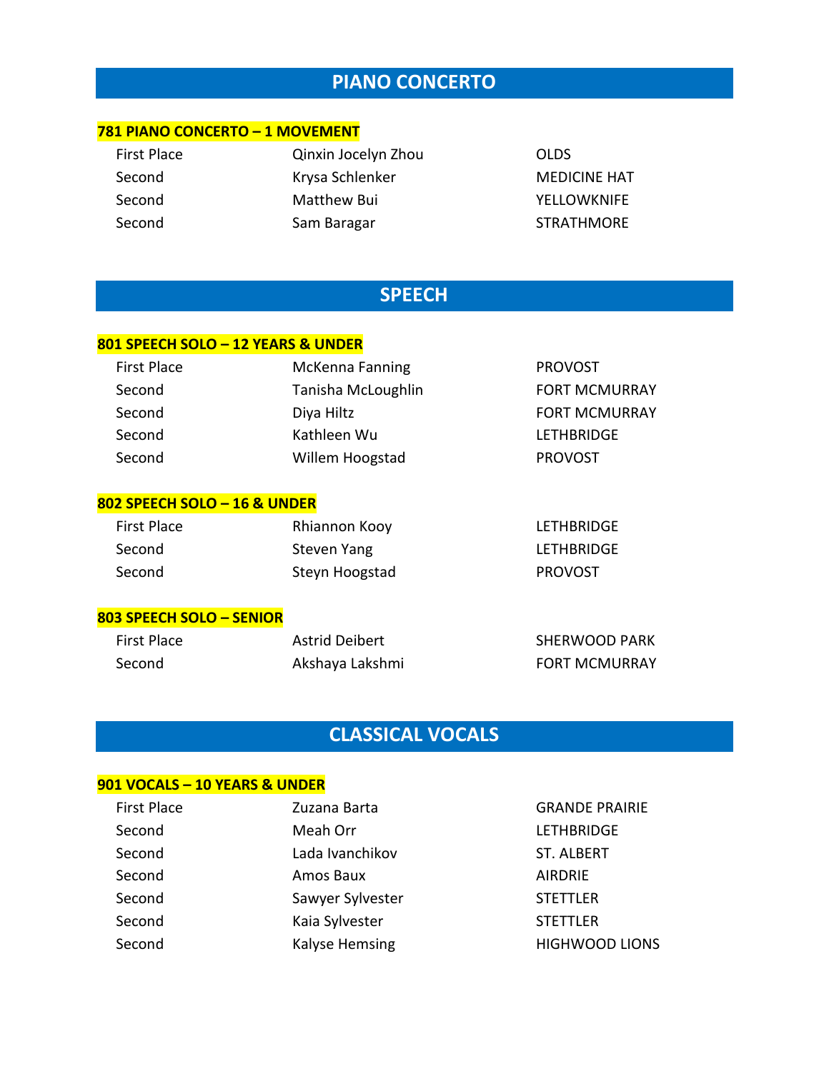## PIANO CONCERTO

### 781 PIANO CONCERTO – 1 MOVEMENT

| | | |
|---|---|---|
| First Place | Qinxin Jocelyn Zhou | OLDS |
| Second | Krysa Schlenker | MEDICINE HAT |
| Second | Matthew Bui | YELLOWKNIFE |
| Second | Sam Baragar | STRATHMORE |

## SPEECH

### 801 SPEECH SOLO – 12 YEARS & UNDER

| | | |
|---|---|---|
| First Place | McKenna Fanning | PROVOST |
| Second | Tanisha McLoughlin | FORT MCMURRAY |
| Second | Diya Hiltz | FORT MCMURRAY |
| Second | Kathleen Wu | LETHBRIDGE |
| Second | Willem Hoogstad | PROVOST |

### 802 SPEECH SOLO – 16 & UNDER

| | | |
|---|---|---|
| First Place | Rhiannon Kooy | LETHBRIDGE |
| Second | Steven Yang | LETHBRIDGE |
| Second | Steyn Hoogstad | PROVOST |

### 803 SPEECH SOLO – SENIOR

| | | |
|---|---|---|
| First Place | Astrid Deibert | SHERWOOD PARK |
| Second | Akshaya Lakshmi | FORT MCMURRAY |

## CLASSICAL VOCALS

### 901 VOCALS – 10 YEARS & UNDER

| | | |
|---|---|---|
| First Place | Zuzana Barta | GRANDE PRAIRIE |
| Second | Meah Orr | LETHBRIDGE |
| Second | Lada Ivanchikov | ST. ALBERT |
| Second | Amos Baux | AIRDRIE |
| Second | Sawyer Sylvester | STETTLER |
| Second | Kaia Sylvester | STETTLER |
| Second | Kalyse Hemsing | HIGHWOOD LIONS |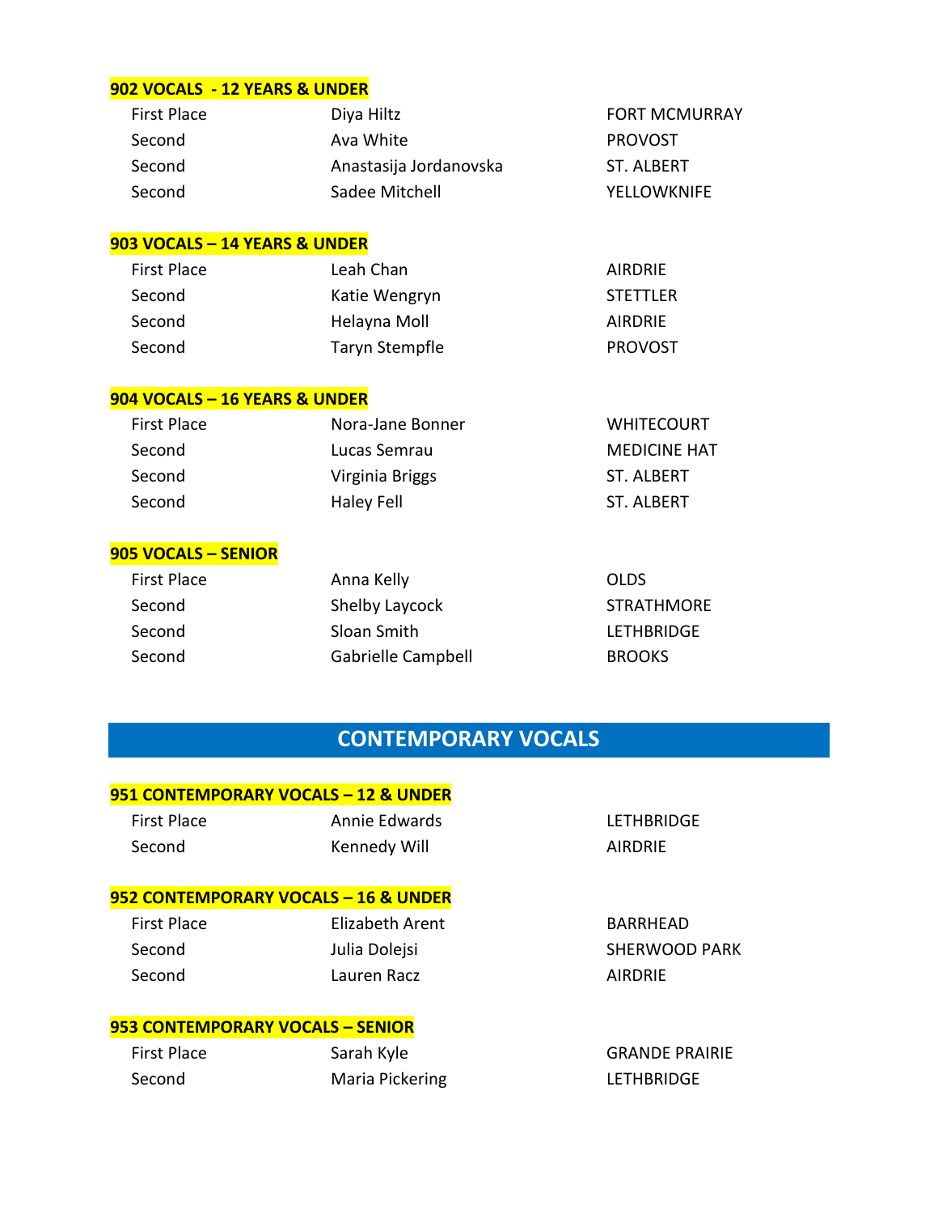### 902 VOCALS - 12 YEARS & UNDER

| | | |
|---|---|---|
| First Place | Diya Hiltz | FORT MCMURRAY |
| Second | Ava White | PROVOST |
| Second | Anastasija Jordanovska | ST. ALBERT |
| Second | Sadee Mitchell | YELLOWKNIFE |

### 903 VOCALS – 14 YEARS & UNDER

| | | |
|---|---|---|
| First Place | Leah Chan | AIRDRIE |
| Second | Katie Wengryn | STETTLER |
| Second | Helayna Moll | AIRDRIE |
| Second | Taryn Stempfle | PROVOST |

### 904 VOCALS – 16 YEARS & UNDER

| | | |
|---|---|---|
| First Place | Nora-Jane Bonner | WHITECOURT |
| Second | Lucas Semrau | MEDICINE HAT |
| Second | Virginia Briggs | ST. ALBERT |
| Second | Haley Fell | ST. ALBERT |

### 905 VOCALS – SENIOR

| | | |
|---|---|---|
| First Place | Anna Kelly | OLDS |
| Second | Shelby Laycock | STRATHMORE |
| Second | Sloan Smith | LETHBRIDGE |
| Second | Gabrielle Campbell | BROOKS |

## CONTEMPORARY VOCALS

### 951 CONTEMPORARY VOCALS – 12 & UNDER

| | | |
|---|---|---|
| First Place | Annie Edwards | LETHBRIDGE |
| Second | Kennedy Will | AIRDRIE |

### 952 CONTEMPORARY VOCALS – 16 & UNDER

| | | |
|---|---|---|
| First Place | Elizabeth Arent | BARRHEAD |
| Second | Julia Dolejsi | SHERWOOD PARK |
| Second | Lauren Racz | AIRDRIE |

### 953 CONTEMPORARY VOCALS – SENIOR

| | | |
|---|---|---|
| First Place | Sarah Kyle | GRANDE PRAIRIE |
| Second | Maria Pickering | LETHBRIDGE |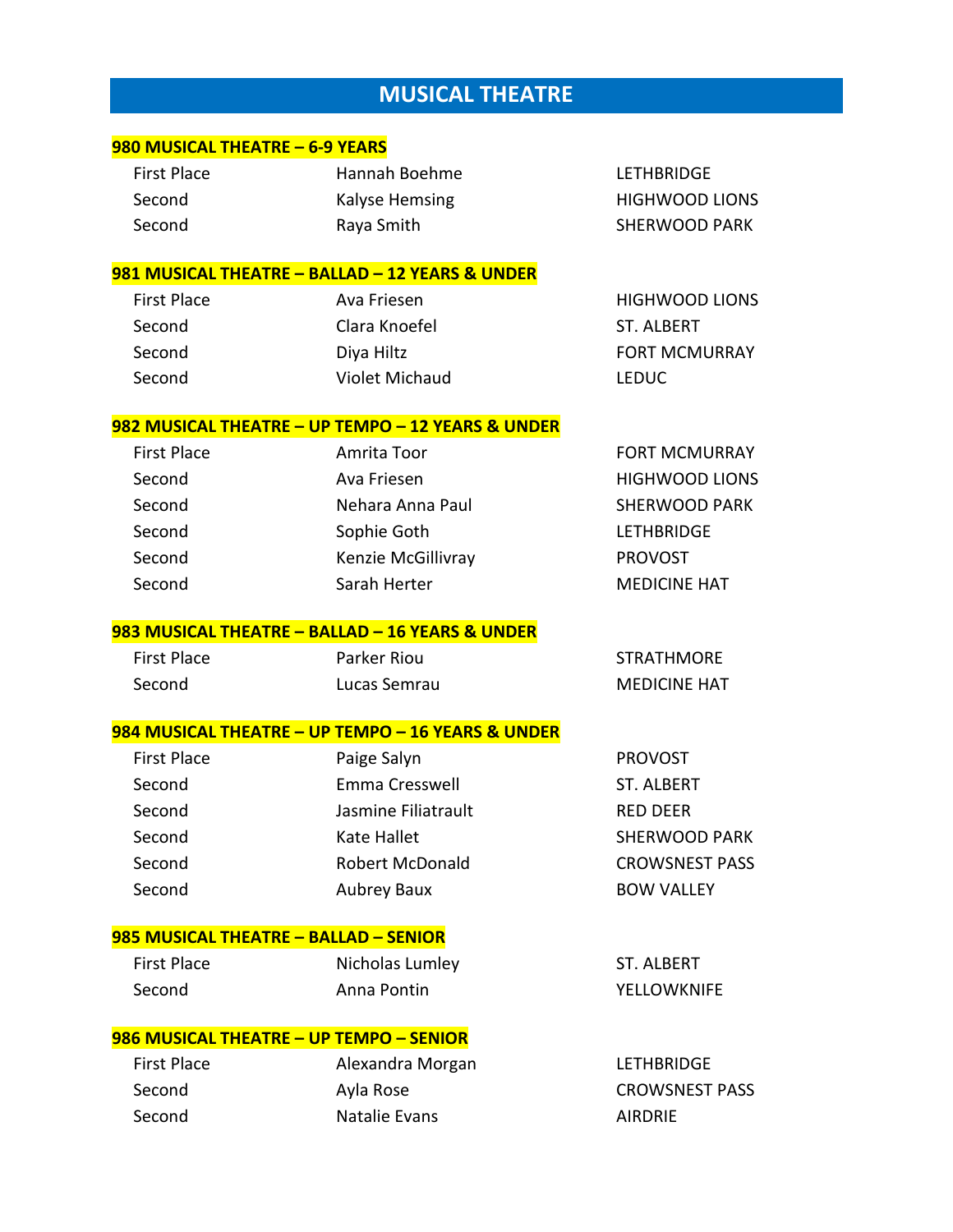# MUSICAL THEATRE

## 980 MUSICAL THEATRE – 6-9 YEARS

| | | |
|---|---|---|
| First Place | Hannah Boehme | LETHBRIDGE |
| Second | Kalyse Hemsing | HIGHWOOD LIONS |
| Second | Raya Smith | SHERWOOD PARK |

## 981 MUSICAL THEATRE – BALLAD – 12 YEARS & UNDER

| | | |
|---|---|---|
| First Place | Ava Friesen | HIGHWOOD LIONS |
| Second | Clara Knoefel | ST. ALBERT |
| Second | Diya Hiltz | FORT MCMURRAY |
| Second | Violet Michaud | LEDUC |

## 982 MUSICAL THEATRE – UP TEMPO – 12 YEARS & UNDER

| | | |
|---|---|---|
| First Place | Amrita Toor | FORT MCMURRAY |
| Second | Ava Friesen | HIGHWOOD LIONS |
| Second | Nehara Anna Paul | SHERWOOD PARK |
| Second | Sophie Goth | LETHBRIDGE |
| Second | Kenzie McGillivray | PROVOST |
| Second | Sarah Herter | MEDICINE HAT |

## 983 MUSICAL THEATRE – BALLAD – 16 YEARS & UNDER

| | | |
|---|---|---|
| First Place | Parker Riou | STRATHMORE |
| Second | Lucas Semrau | MEDICINE HAT |

## 984 MUSICAL THEATRE – UP TEMPO – 16 YEARS & UNDER

| | | |
|---|---|---|
| First Place | Paige Salyn | PROVOST |
| Second | Emma Cresswell | ST. ALBERT |
| Second | Jasmine Filiatrault | RED DEER |
| Second | Kate Hallet | SHERWOOD PARK |
| Second | Robert McDonald | CROWSNEST PASS |
| Second | Aubrey Baux | BOW VALLEY |

## 985 MUSICAL THEATRE – BALLAD – SENIOR

| | | |
|---|---|---|
| First Place | Nicholas Lumley | ST. ALBERT |
| Second | Anna Pontin | YELLOWKNIFE |

## 986 MUSICAL THEATRE – UP TEMPO – SENIOR

| | | |
|---|---|---|
| First Place | Alexandra Morgan | LETHBRIDGE |
| Second | Ayla Rose | CROWSNEST PASS |
| Second | Natalie Evans | AIRDRIE |